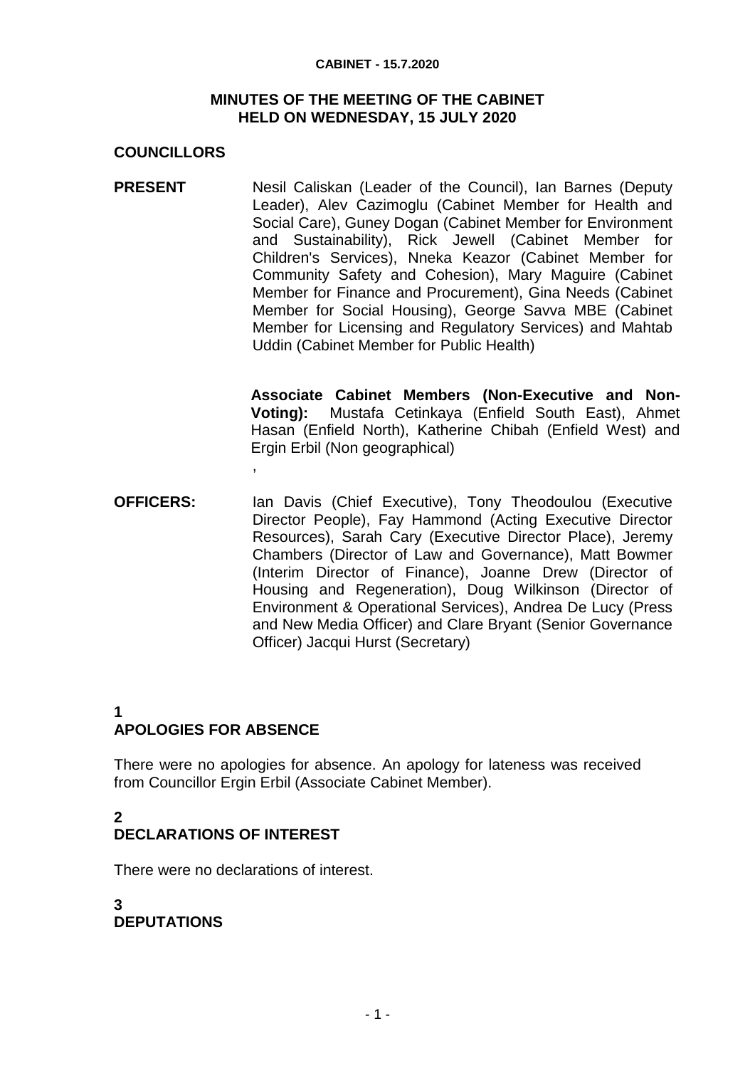# MINUTES OF THE MEETING OF THE CABINET HELD ON WEDNESDAY, 15 JULY 2020

## COUNCILLORS

**PRESENT** Nesil Caliskan (Leader of the Council), Ian Barnes (Deputy Leader), Alev Cazimoglu (Cabinet Member for Health and Social Care), Guney Dogan (Cabinet Member for Environment and Sustainability), Rick Jewell (Cabinet Member for Children's Services), Nneka Keazor (Cabinet Member for Community Safety and Cohesion), Mary Maguire (Cabinet Member for Finance and Procurement), Gina Needs (Cabinet Member for Social Housing), George Savva MBE (Cabinet Member for Licensing and Regulatory Services) and Mahtab Uddin (Cabinet Member for Public Health)

**Associate Cabinet Members (Non-Executive and Non-Voting):** Mustafa Cetinkaya (Enfield South East), Ahmet Hasan (Enfield North), Katherine Chibah (Enfield West) and Ergin Erbil (Non geographical)

,

**OFFICERS:** Ian Davis (Chief Executive), Tony Theodoulou (Executive Director People), Fay Hammond (Acting Executive Director Resources), Sarah Cary (Executive Director Place), Jeremy Chambers (Director of Law and Governance), Matt Bowmer (Interim Director of Finance), Joanne Drew (Director of Housing and Regeneration), Doug Wilkinson (Director of Environment & Operational Services), Andrea De Lucy (Press and New Media Officer) and Clare Bryant (Senior Governance Officer) Jacqui Hurst (Secretary)

## 1 APOLOGIES FOR ABSENCE

There were no apologies for absence. An apology for lateness was received from Councillor Ergin Erbil (Associate Cabinet Member).

## 2 DECLARATIONS OF INTEREST

There were no declarations of interest.

## 3 DEPUTATIONS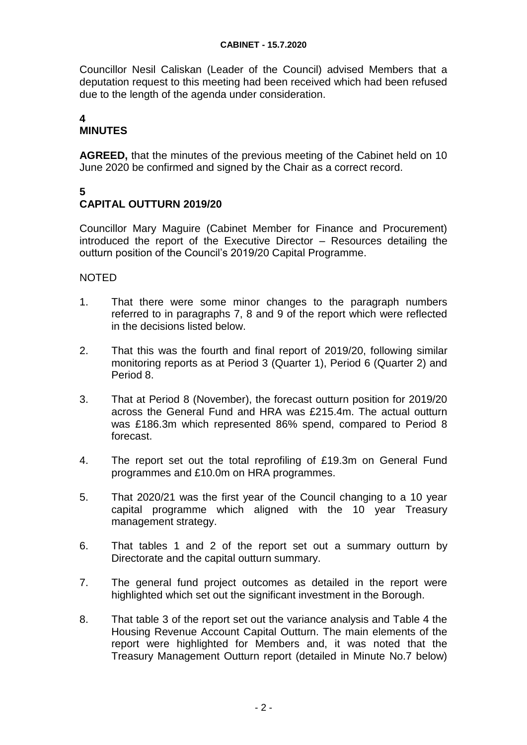Councillor Nesil Caliskan (Leader of the Council) advised Members that a deputation request to this meeting had been received which had been refused due to the length of the agenda under consideration.

## 4
## MINUTES

**AGREED,** that the minutes of the previous meeting of the Cabinet held on 10 June 2020 be confirmed and signed by the Chair as a correct record.

## 5
## CAPITAL OUTTURN 2019/20

Councillor Mary Maguire (Cabinet Member for Finance and Procurement) introduced the report of the Executive Director – Resources detailing the outturn position of the Council's 2019/20 Capital Programme.

NOTED

1. That there were some minor changes to the paragraph numbers referred to in paragraphs 7, 8 and 9 of the report which were reflected in the decisions listed below.

2. That this was the fourth and final report of 2019/20, following similar monitoring reports as at Period 3 (Quarter 1), Period 6 (Quarter 2) and Period 8.

3. That at Period 8 (November), the forecast outturn position for 2019/20 across the General Fund and HRA was £215.4m. The actual outturn was £186.3m which represented 86% spend, compared to Period 8 forecast.

4. The report set out the total reprofiling of £19.3m on General Fund programmes and £10.0m on HRA programmes.

5. That 2020/21 was the first year of the Council changing to a 10 year capital programme which aligned with the 10 year Treasury management strategy.

6. That tables 1 and 2 of the report set out a summary outturn by Directorate and the capital outturn summary.

7. The general fund project outcomes as detailed in the report were highlighted which set out the significant investment in the Borough.

8. That table 3 of the report set out the variance analysis and Table 4 the Housing Revenue Account Capital Outturn. The main elements of the report were highlighted for Members and, it was noted that the Treasury Management Outturn report (detailed in Minute No.7 below)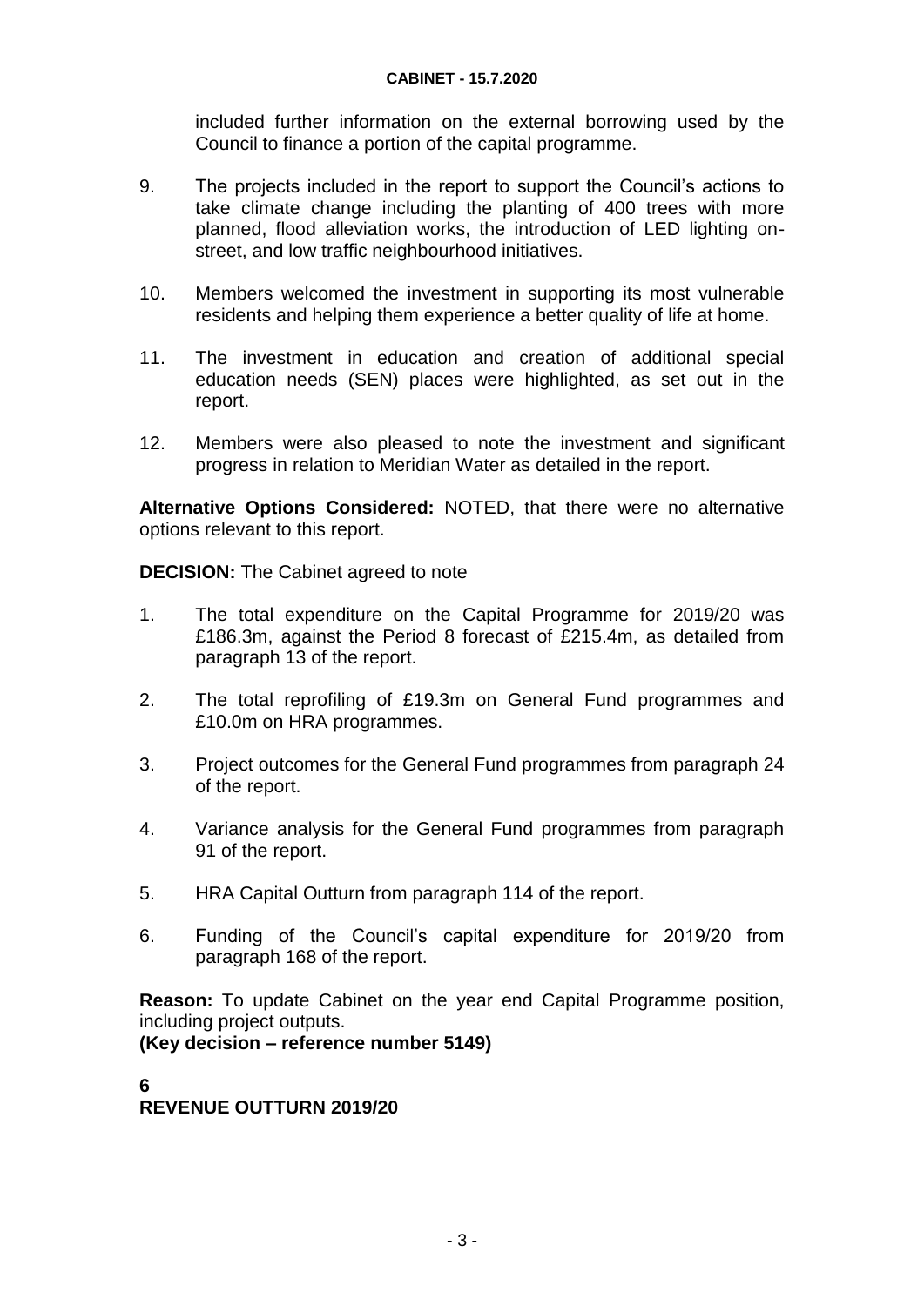included further information on the external borrowing used by the Council to finance a portion of the capital programme.

9. The projects included in the report to support the Council's actions to take climate change including the planting of 400 trees with more planned, flood alleviation works, the introduction of LED lighting on-street, and low traffic neighbourhood initiatives.

10. Members welcomed the investment in supporting its most vulnerable residents and helping them experience a better quality of life at home.

11. The investment in education and creation of additional special education needs (SEN) places were highlighted, as set out in the report.

12. Members were also pleased to note the investment and significant progress in relation to Meridian Water as detailed in the report.

**Alternative Options Considered:** NOTED, that there were no alternative options relevant to this report.

**DECISION:** The Cabinet agreed to note

1. The total expenditure on the Capital Programme for 2019/20 was £186.3m, against the Period 8 forecast of £215.4m, as detailed from paragraph 13 of the report.

2. The total reprofiling of £19.3m on General Fund programmes and £10.0m on HRA programmes.

3. Project outcomes for the General Fund programmes from paragraph 24 of the report.

4. Variance analysis for the General Fund programmes from paragraph 91 of the report.

5. HRA Capital Outturn from paragraph 114 of the report.

6. Funding of the Council's capital expenditure for 2019/20 from paragraph 168 of the report.

**Reason:** To update Cabinet on the year end Capital Programme position, including project outputs.
**(Key decision – reference number 5149)**

**6**
**REVENUE OUTTURN 2019/20**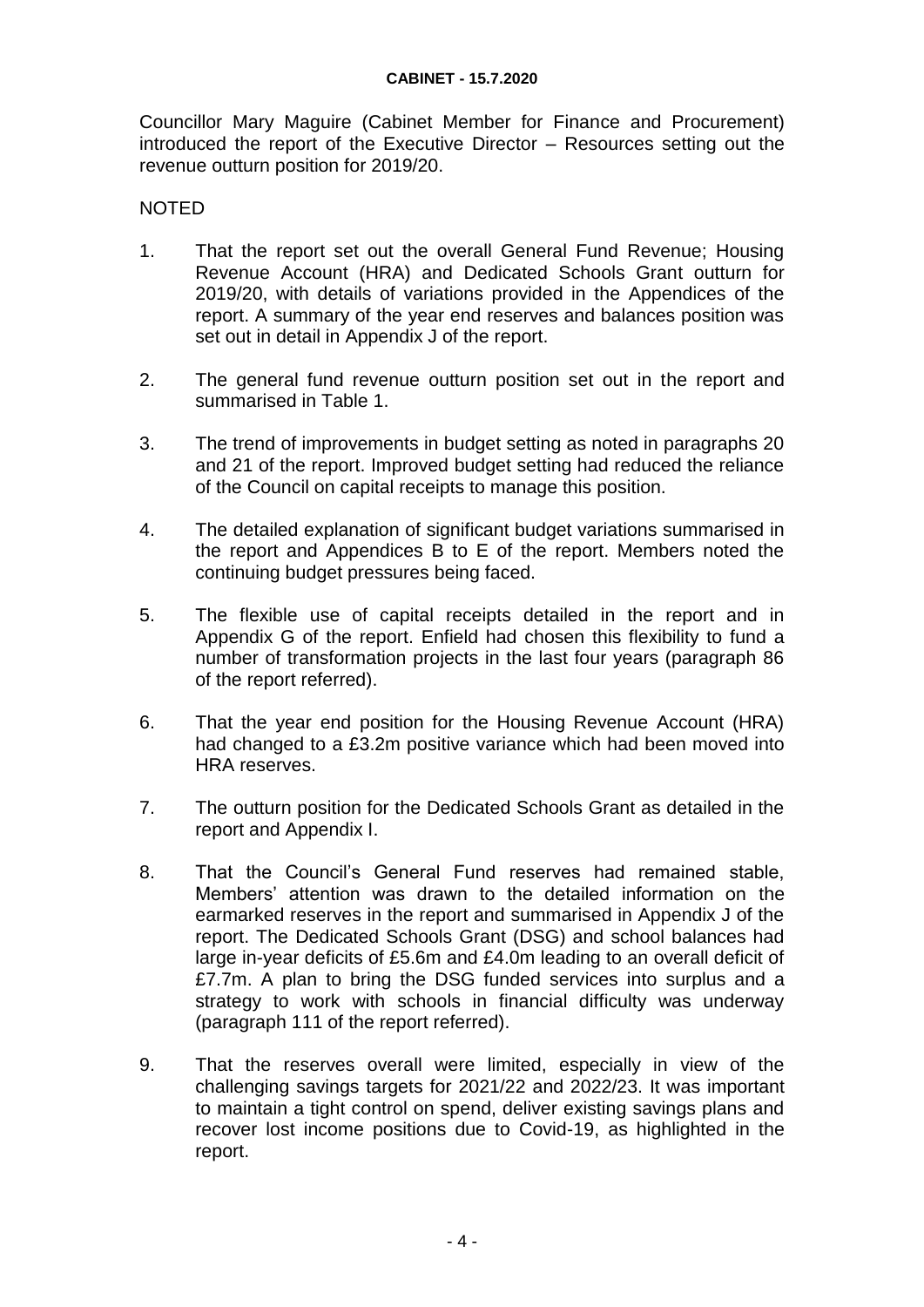Councillor Mary Maguire (Cabinet Member for Finance and Procurement) introduced the report of the Executive Director – Resources setting out the revenue outturn position for 2019/20.

NOTED

1. That the report set out the overall General Fund Revenue; Housing Revenue Account (HRA) and Dedicated Schools Grant outturn for 2019/20, with details of variations provided in the Appendices of the report. A summary of the year end reserves and balances position was set out in detail in Appendix J of the report.

2. The general fund revenue outturn position set out in the report and summarised in Table 1.

3. The trend of improvements in budget setting as noted in paragraphs 20 and 21 of the report. Improved budget setting had reduced the reliance of the Council on capital receipts to manage this position.

4. The detailed explanation of significant budget variations summarised in the report and Appendices B to E of the report. Members noted the continuing budget pressures being faced.

5. The flexible use of capital receipts detailed in the report and in Appendix G of the report. Enfield had chosen this flexibility to fund a number of transformation projects in the last four years (paragraph 86 of the report referred).

6. That the year end position for the Housing Revenue Account (HRA) had changed to a £3.2m positive variance which had been moved into HRA reserves.

7. The outturn position for the Dedicated Schools Grant as detailed in the report and Appendix I.

8. That the Council's General Fund reserves had remained stable, Members' attention was drawn to the detailed information on the earmarked reserves in the report and summarised in Appendix J of the report. The Dedicated Schools Grant (DSG) and school balances had large in-year deficits of £5.6m and £4.0m leading to an overall deficit of £7.7m. A plan to bring the DSG funded services into surplus and a strategy to work with schools in financial difficulty was underway (paragraph 111 of the report referred).

9. That the reserves overall were limited, especially in view of the challenging savings targets for 2021/22 and 2022/23. It was important to maintain a tight control on spend, deliver existing savings plans and recover lost income positions due to Covid-19, as highlighted in the report.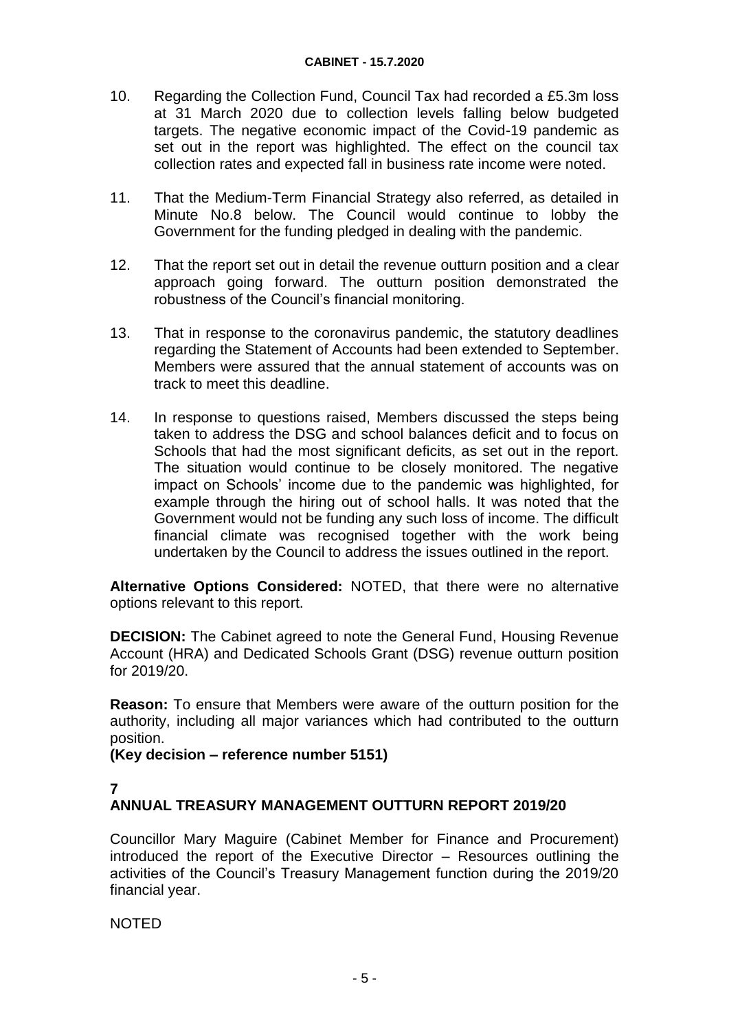10. Regarding the Collection Fund, Council Tax had recorded a £5.3m loss at 31 March 2020 due to collection levels falling below budgeted targets. The negative economic impact of the Covid-19 pandemic as set out in the report was highlighted. The effect on the council tax collection rates and expected fall in business rate income were noted.

11. That the Medium-Term Financial Strategy also referred, as detailed in Minute No.8 below. The Council would continue to lobby the Government for the funding pledged in dealing with the pandemic.

12. That the report set out in detail the revenue outturn position and a clear approach going forward. The outturn position demonstrated the robustness of the Council's financial monitoring.

13. That in response to the coronavirus pandemic, the statutory deadlines regarding the Statement of Accounts had been extended to September. Members were assured that the annual statement of accounts was on track to meet this deadline.

14. In response to questions raised, Members discussed the steps being taken to address the DSG and school balances deficit and to focus on Schools that had the most significant deficits, as set out in the report. The situation would continue to be closely monitored. The negative impact on Schools' income due to the pandemic was highlighted, for example through the hiring out of school halls. It was noted that the Government would not be funding any such loss of income. The difficult financial climate was recognised together with the work being undertaken by the Council to address the issues outlined in the report.

**Alternative Options Considered:** NOTED, that there were no alternative options relevant to this report.

**DECISION:** The Cabinet agreed to note the General Fund, Housing Revenue Account (HRA) and Dedicated Schools Grant (DSG) revenue outturn position for 2019/20.

**Reason:** To ensure that Members were aware of the outturn position for the authority, including all major variances which had contributed to the outturn position.
**(Key decision – reference number 5151)**

## 7
## ANNUAL TREASURY MANAGEMENT OUTTURN REPORT 2019/20

Councillor Mary Maguire (Cabinet Member for Finance and Procurement) introduced the report of the Executive Director – Resources outlining the activities of the Council's Treasury Management function during the 2019/20 financial year.

NOTED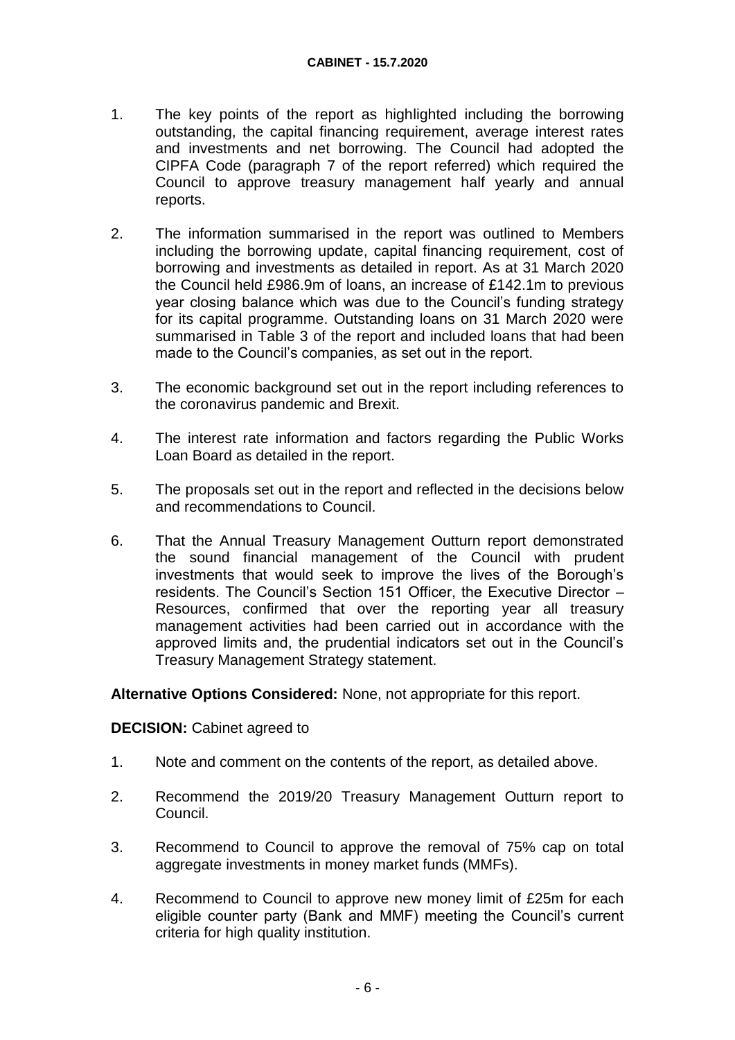1. The key points of the report as highlighted including the borrowing outstanding, the capital financing requirement, average interest rates and investments and net borrowing. The Council had adopted the CIPFA Code (paragraph 7 of the report referred) which required the Council to approve treasury management half yearly and annual reports.

2. The information summarised in the report was outlined to Members including the borrowing update, capital financing requirement, cost of borrowing and investments as detailed in report. As at 31 March 2020 the Council held £986.9m of loans, an increase of £142.1m to previous year closing balance which was due to the Council's funding strategy for its capital programme. Outstanding loans on 31 March 2020 were summarised in Table 3 of the report and included loans that had been made to the Council's companies, as set out in the report.

3. The economic background set out in the report including references to the coronavirus pandemic and Brexit.

4. The interest rate information and factors regarding the Public Works Loan Board as detailed in the report.

5. The proposals set out in the report and reflected in the decisions below and recommendations to Council.

6. That the Annual Treasury Management Outturn report demonstrated the sound financial management of the Council with prudent investments that would seek to improve the lives of the Borough's residents. The Council's Section 151 Officer, the Executive Director – Resources, confirmed that over the reporting year all treasury management activities had been carried out in accordance with the approved limits and, the prudential indicators set out in the Council's Treasury Management Strategy statement.

**Alternative Options Considered:** None, not appropriate for this report.

**DECISION:** Cabinet agreed to

1. Note and comment on the contents of the report, as detailed above.

2. Recommend the 2019/20 Treasury Management Outturn report to Council.

3. Recommend to Council to approve the removal of 75% cap on total aggregate investments in money market funds (MMFs).

4. Recommend to Council to approve new money limit of £25m for each eligible counter party (Bank and MMF) meeting the Council's current criteria for high quality institution.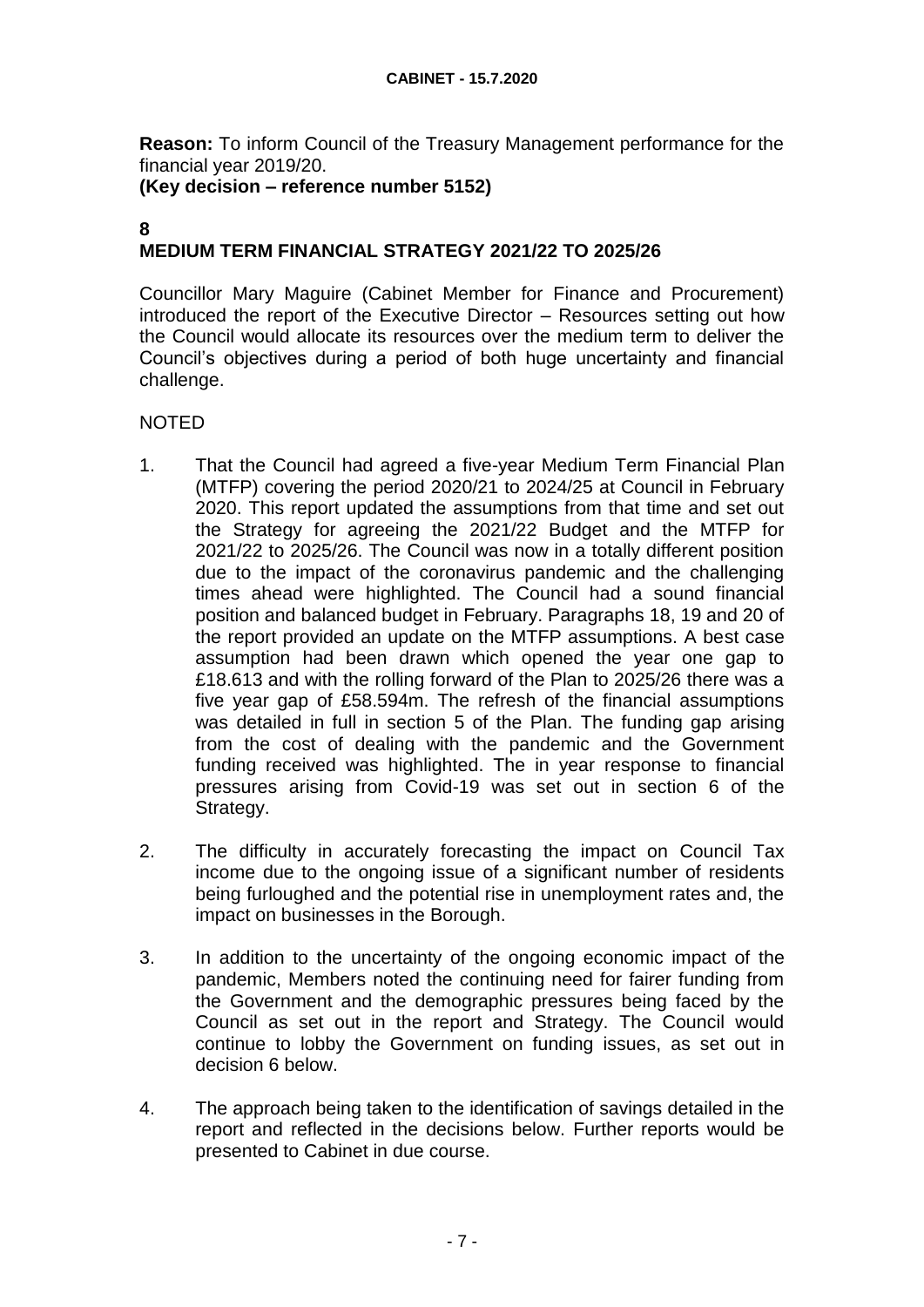**Reason:** To inform Council of the Treasury Management performance for the financial year 2019/20.
**(Key decision – reference number 5152)**

## 8
## MEDIUM TERM FINANCIAL STRATEGY 2021/22 TO 2025/26

Councillor Mary Maguire (Cabinet Member for Finance and Procurement) introduced the report of the Executive Director – Resources setting out how the Council would allocate its resources over the medium term to deliver the Council's objectives during a period of both huge uncertainty and financial challenge.

NOTED

1. That the Council had agreed a five-year Medium Term Financial Plan (MTFP) covering the period 2020/21 to 2024/25 at Council in February 2020. This report updated the assumptions from that time and set out the Strategy for agreeing the 2021/22 Budget and the MTFP for 2021/22 to 2025/26. The Council was now in a totally different position due to the impact of the coronavirus pandemic and the challenging times ahead were highlighted. The Council had a sound financial position and balanced budget in February. Paragraphs 18, 19 and 20 of the report provided an update on the MTFP assumptions. A best case assumption had been drawn which opened the year one gap to £18.613 and with the rolling forward of the Plan to 2025/26 there was a five year gap of £58.594m. The refresh of the financial assumptions was detailed in full in section 5 of the Plan. The funding gap arising from the cost of dealing with the pandemic and the Government funding received was highlighted. The in year response to financial pressures arising from Covid-19 was set out in section 6 of the Strategy.

2. The difficulty in accurately forecasting the impact on Council Tax income due to the ongoing issue of a significant number of residents being furloughed and the potential rise in unemployment rates and, the impact on businesses in the Borough.

3. In addition to the uncertainty of the ongoing economic impact of the pandemic, Members noted the continuing need for fairer funding from the Government and the demographic pressures being faced by the Council as set out in the report and Strategy. The Council would continue to lobby the Government on funding issues, as set out in decision 6 below.

4. The approach being taken to the identification of savings detailed in the report and reflected in the decisions below. Further reports would be presented to Cabinet in due course.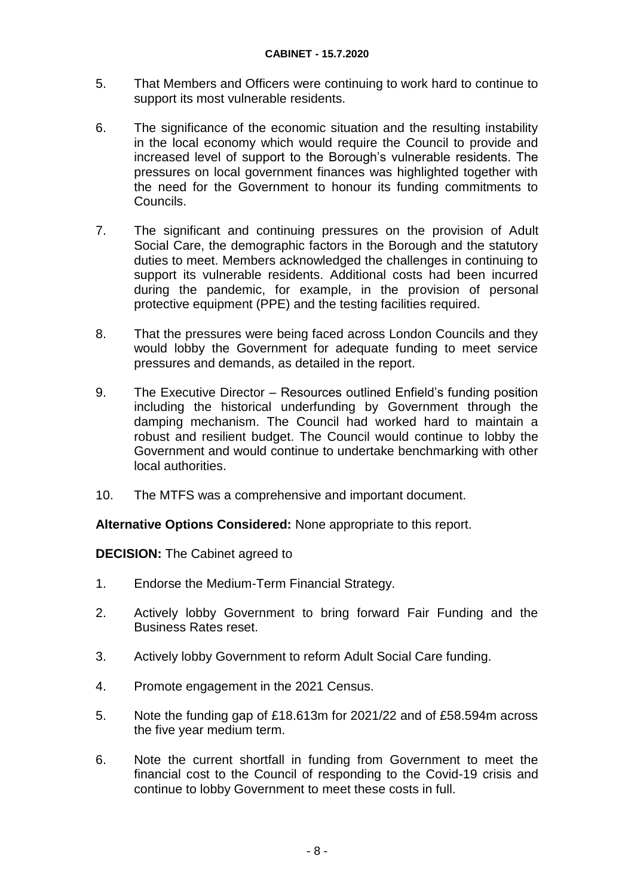5. That Members and Officers were continuing to work hard to continue to support its most vulnerable residents.

6. The significance of the economic situation and the resulting instability in the local economy which would require the Council to provide and increased level of support to the Borough's vulnerable residents. The pressures on local government finances was highlighted together with the need for the Government to honour its funding commitments to Councils.

7. The significant and continuing pressures on the provision of Adult Social Care, the demographic factors in the Borough and the statutory duties to meet. Members acknowledged the challenges in continuing to support its vulnerable residents. Additional costs had been incurred during the pandemic, for example, in the provision of personal protective equipment (PPE) and the testing facilities required.

8. That the pressures were being faced across London Councils and they would lobby the Government for adequate funding to meet service pressures and demands, as detailed in the report.

9. The Executive Director – Resources outlined Enfield's funding position including the historical underfunding by Government through the damping mechanism. The Council had worked hard to maintain a robust and resilient budget. The Council would continue to lobby the Government and would continue to undertake benchmarking with other local authorities.

10. The MTFS was a comprehensive and important document.

**Alternative Options Considered:** None appropriate to this report.

**DECISION:** The Cabinet agreed to

1. Endorse the Medium-Term Financial Strategy.

2. Actively lobby Government to bring forward Fair Funding and the Business Rates reset.

3. Actively lobby Government to reform Adult Social Care funding.

4. Promote engagement in the 2021 Census.

5. Note the funding gap of £18.613m for 2021/22 and of £58.594m across the five year medium term.

6. Note the current shortfall in funding from Government to meet the financial cost to the Council of responding to the Covid-19 crisis and continue to lobby Government to meet these costs in full.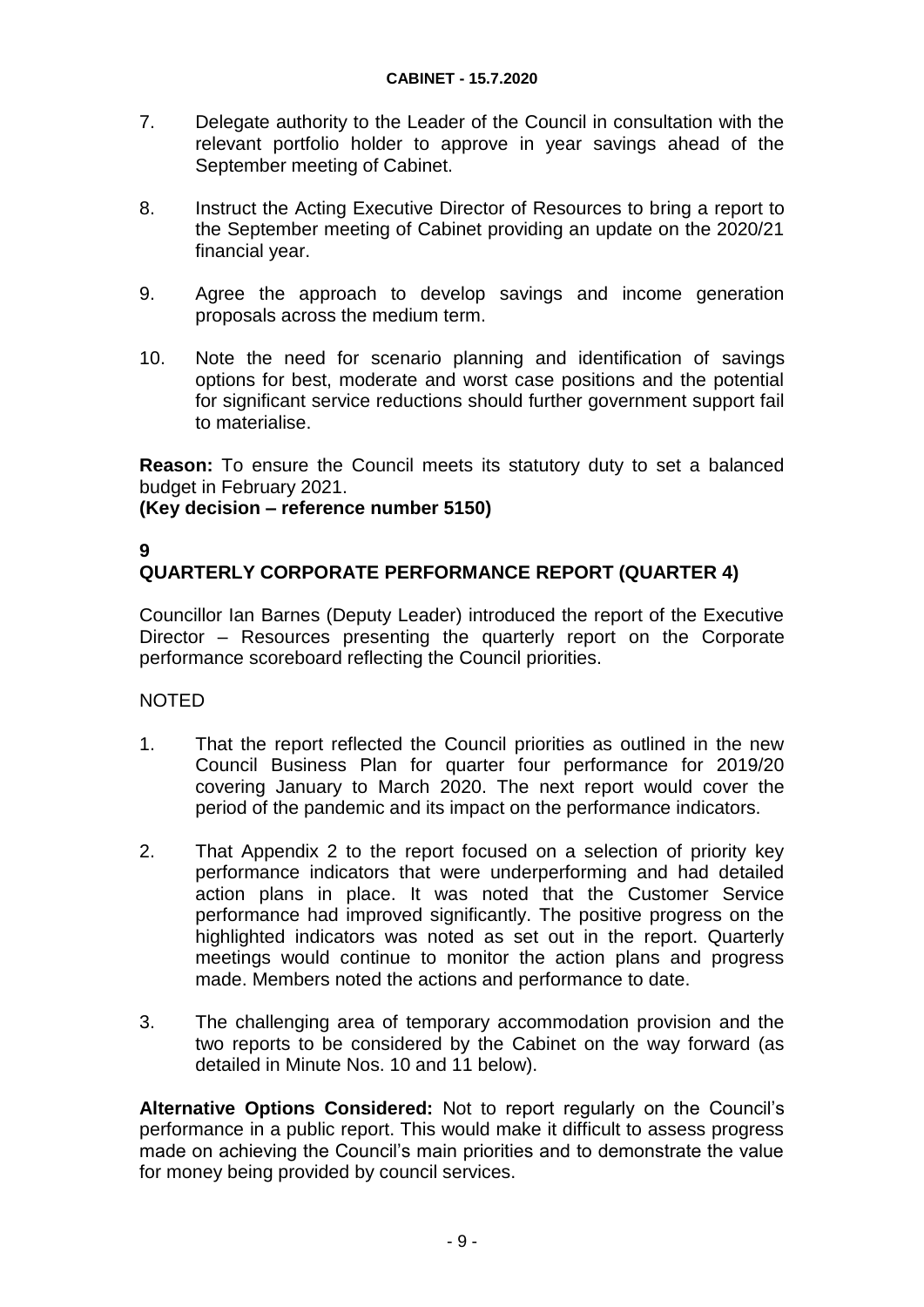7. Delegate authority to the Leader of the Council in consultation with the relevant portfolio holder to approve in year savings ahead of the September meeting of Cabinet.

8. Instruct the Acting Executive Director of Resources to bring a report to the September meeting of Cabinet providing an update on the 2020/21 financial year.

9. Agree the approach to develop savings and income generation proposals across the medium term.

10. Note the need for scenario planning and identification of savings options for best, moderate and worst case positions and the potential for significant service reductions should further government support fail to materialise.

**Reason:** To ensure the Council meets its statutory duty to set a balanced budget in February 2021.
**(Key decision – reference number 5150)**

**9**
**QUARTERLY CORPORATE PERFORMANCE REPORT (QUARTER 4)**

Councillor Ian Barnes (Deputy Leader) introduced the report of the Executive Director – Resources presenting the quarterly report on the Corporate performance scoreboard reflecting the Council priorities.

NOTED

1. That the report reflected the Council priorities as outlined in the new Council Business Plan for quarter four performance for 2019/20 covering January to March 2020. The next report would cover the period of the pandemic and its impact on the performance indicators.

2. That Appendix 2 to the report focused on a selection of priority key performance indicators that were underperforming and had detailed action plans in place. It was noted that the Customer Service performance had improved significantly. The positive progress on the highlighted indicators was noted as set out in the report. Quarterly meetings would continue to monitor the action plans and progress made. Members noted the actions and performance to date.

3. The challenging area of temporary accommodation provision and the two reports to be considered by the Cabinet on the way forward (as detailed in Minute Nos. 10 and 11 below).

**Alternative Options Considered:** Not to report regularly on the Council's performance in a public report. This would make it difficult to assess progress made on achieving the Council's main priorities and to demonstrate the value for money being provided by council services.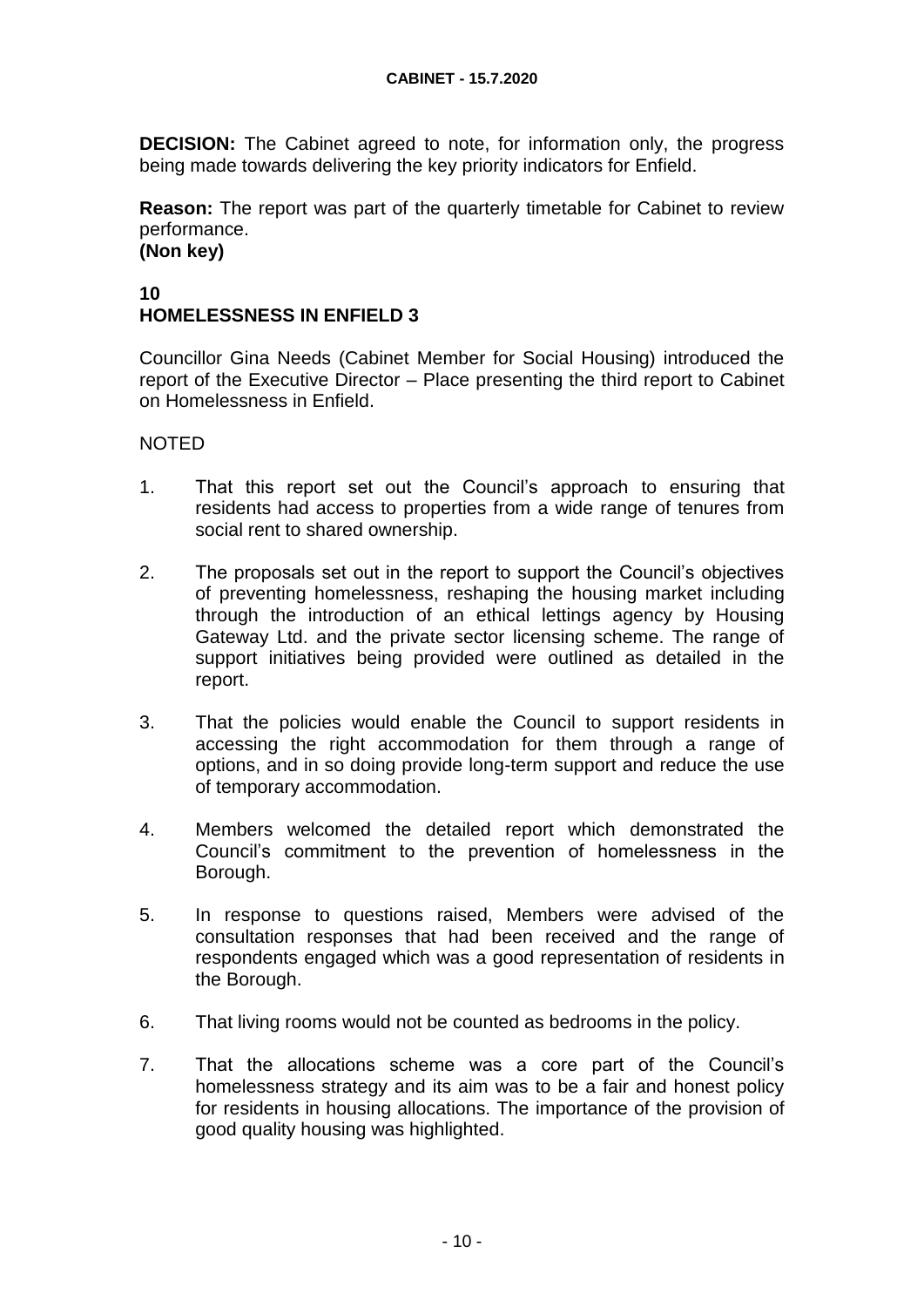**DECISION:** The Cabinet agreed to note, for information only, the progress being made towards delivering the key priority indicators for Enfield.

**Reason:** The report was part of the quarterly timetable for Cabinet to review performance.
**(Non key)**

## 10
## HOMELESSNESS IN ENFIELD 3

Councillor Gina Needs (Cabinet Member for Social Housing) introduced the report of the Executive Director – Place presenting the third report to Cabinet on Homelessness in Enfield.

NOTED

1. That this report set out the Council's approach to ensuring that residents had access to properties from a wide range of tenures from social rent to shared ownership.

2. The proposals set out in the report to support the Council's objectives of preventing homelessness, reshaping the housing market including through the introduction of an ethical lettings agency by Housing Gateway Ltd. and the private sector licensing scheme. The range of support initiatives being provided were outlined as detailed in the report.

3. That the policies would enable the Council to support residents in accessing the right accommodation for them through a range of options, and in so doing provide long-term support and reduce the use of temporary accommodation.

4. Members welcomed the detailed report which demonstrated the Council's commitment to the prevention of homelessness in the Borough.

5. In response to questions raised, Members were advised of the consultation responses that had been received and the range of respondents engaged which was a good representation of residents in the Borough.

6. That living rooms would not be counted as bedrooms in the policy.

7. That the allocations scheme was a core part of the Council's homelessness strategy and its aim was to be a fair and honest policy for residents in housing allocations. The importance of the provision of good quality housing was highlighted.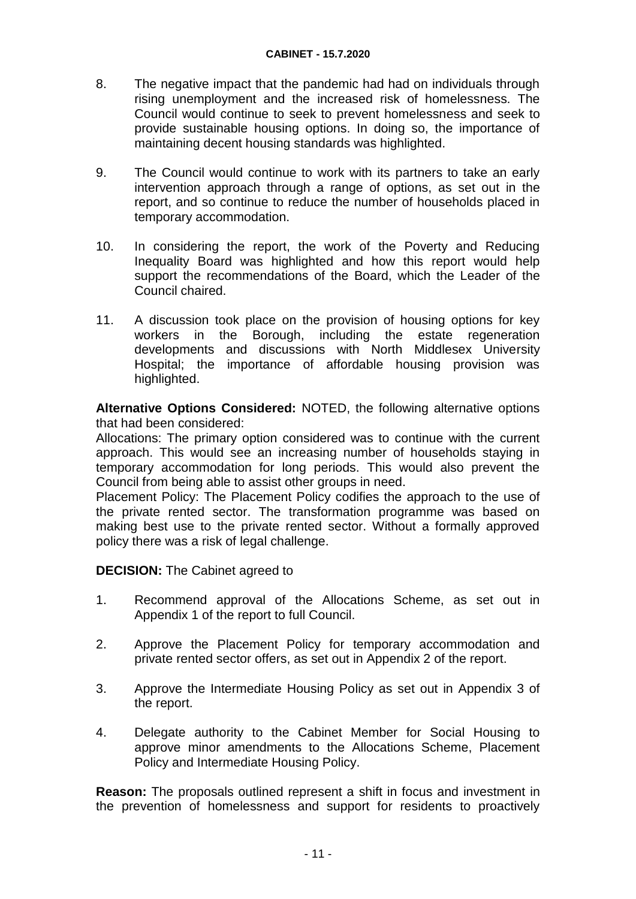8. The negative impact that the pandemic had had on individuals through rising unemployment and the increased risk of homelessness. The Council would continue to seek to prevent homelessness and seek to provide sustainable housing options. In doing so, the importance of maintaining decent housing standards was highlighted.

9. The Council would continue to work with its partners to take an early intervention approach through a range of options, as set out in the report, and so continue to reduce the number of households placed in temporary accommodation.

10. In considering the report, the work of the Poverty and Reducing Inequality Board was highlighted and how this report would help support the recommendations of the Board, which the Leader of the Council chaired.

11. A discussion took place on the provision of housing options for key workers in the Borough, including the estate regeneration developments and discussions with North Middlesex University Hospital; the importance of affordable housing provision was highlighted.

**Alternative Options Considered:** NOTED, the following alternative options that had been considered:
Allocations: The primary option considered was to continue with the current approach. This would see an increasing number of households staying in temporary accommodation for long periods. This would also prevent the Council from being able to assist other groups in need.
Placement Policy: The Placement Policy codifies the approach to the use of the private rented sector. The transformation programme was based on making best use to the private rented sector. Without a formally approved policy there was a risk of legal challenge.

**DECISION:** The Cabinet agreed to

1. Recommend approval of the Allocations Scheme, as set out in Appendix 1 of the report to full Council.

2. Approve the Placement Policy for temporary accommodation and private rented sector offers, as set out in Appendix 2 of the report.

3. Approve the Intermediate Housing Policy as set out in Appendix 3 of the report.

4. Delegate authority to the Cabinet Member for Social Housing to approve minor amendments to the Allocations Scheme, Placement Policy and Intermediate Housing Policy.

**Reason:** The proposals outlined represent a shift in focus and investment in the prevention of homelessness and support for residents to proactively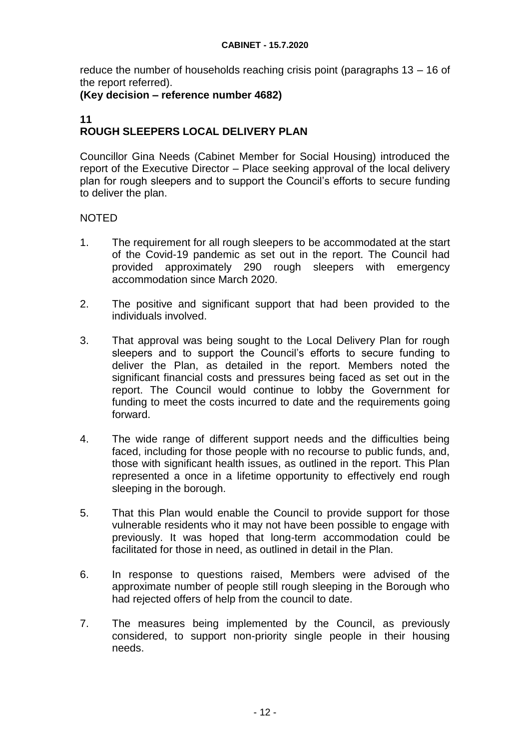reduce the number of households reaching crisis point (paragraphs 13 – 16 of the report referred).

**(Key decision – reference number 4682)**

## 11
## ROUGH SLEEPERS LOCAL DELIVERY PLAN

Councillor Gina Needs (Cabinet Member for Social Housing) introduced the report of the Executive Director – Place seeking approval of the local delivery plan for rough sleepers and to support the Council's efforts to secure funding to deliver the plan.

NOTED

1. The requirement for all rough sleepers to be accommodated at the start of the Covid-19 pandemic as set out in the report. The Council had provided approximately 290 rough sleepers with emergency accommodation since March 2020.

2. The positive and significant support that had been provided to the individuals involved.

3. That approval was being sought to the Local Delivery Plan for rough sleepers and to support the Council's efforts to secure funding to deliver the Plan, as detailed in the report. Members noted the significant financial costs and pressures being faced as set out in the report. The Council would continue to lobby the Government for funding to meet the costs incurred to date and the requirements going forward.

4. The wide range of different support needs and the difficulties being faced, including for those people with no recourse to public funds, and, those with significant health issues, as outlined in the report. This Plan represented a once in a lifetime opportunity to effectively end rough sleeping in the borough.

5. That this Plan would enable the Council to provide support for those vulnerable residents who it may not have been possible to engage with previously. It was hoped that long-term accommodation could be facilitated for those in need, as outlined in detail in the Plan.

6. In response to questions raised, Members were advised of the approximate number of people still rough sleeping in the Borough who had rejected offers of help from the council to date.

7. The measures being implemented by the Council, as previously considered, to support non-priority single people in their housing needs.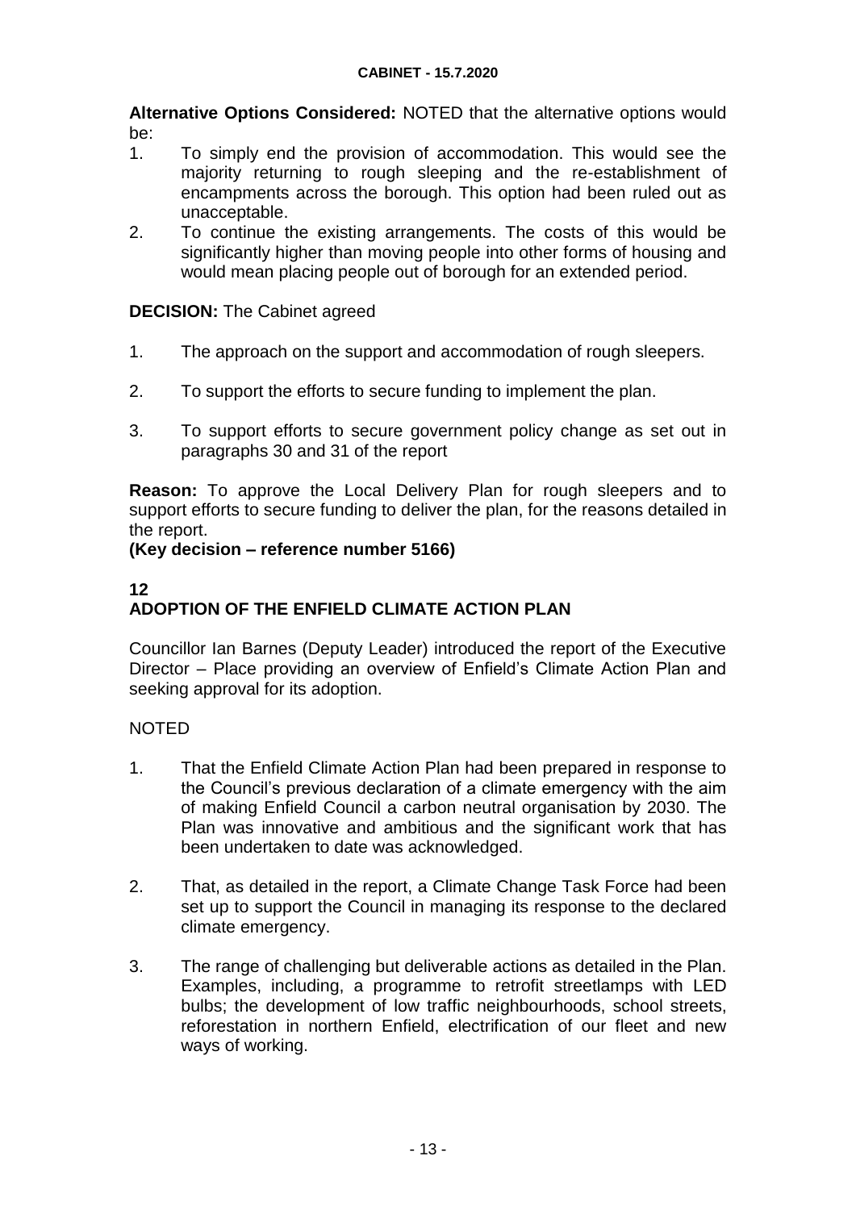**Alternative Options Considered:** NOTED that the alternative options would be:

1. To simply end the provision of accommodation. This would see the majority returning to rough sleeping and the re-establishment of encampments across the borough. This option had been ruled out as unacceptable.
2. To continue the existing arrangements. The costs of this would be significantly higher than moving people into other forms of housing and would mean placing people out of borough for an extended period.

**DECISION:** The Cabinet agreed

1. The approach on the support and accommodation of rough sleepers.
2. To support the efforts to secure funding to implement the plan.
3. To support efforts to secure government policy change as set out in paragraphs 30 and 31 of the report

**Reason:** To approve the Local Delivery Plan for rough sleepers and to support efforts to secure funding to deliver the plan, for the reasons detailed in the report.
**(Key decision – reference number 5166)**

## 12
## ADOPTION OF THE ENFIELD CLIMATE ACTION PLAN

Councillor Ian Barnes (Deputy Leader) introduced the report of the Executive Director – Place providing an overview of Enfield's Climate Action Plan and seeking approval for its adoption.

NOTED

1. That the Enfield Climate Action Plan had been prepared in response to the Council's previous declaration of a climate emergency with the aim of making Enfield Council a carbon neutral organisation by 2030. The Plan was innovative and ambitious and the significant work that has been undertaken to date was acknowledged.
2. That, as detailed in the report, a Climate Change Task Force had been set up to support the Council in managing its response to the declared climate emergency.
3. The range of challenging but deliverable actions as detailed in the Plan. Examples, including, a programme to retrofit streetlamps with LED bulbs; the development of low traffic neighbourhoods, school streets, reforestation in northern Enfield, electrification of our fleet and new ways of working.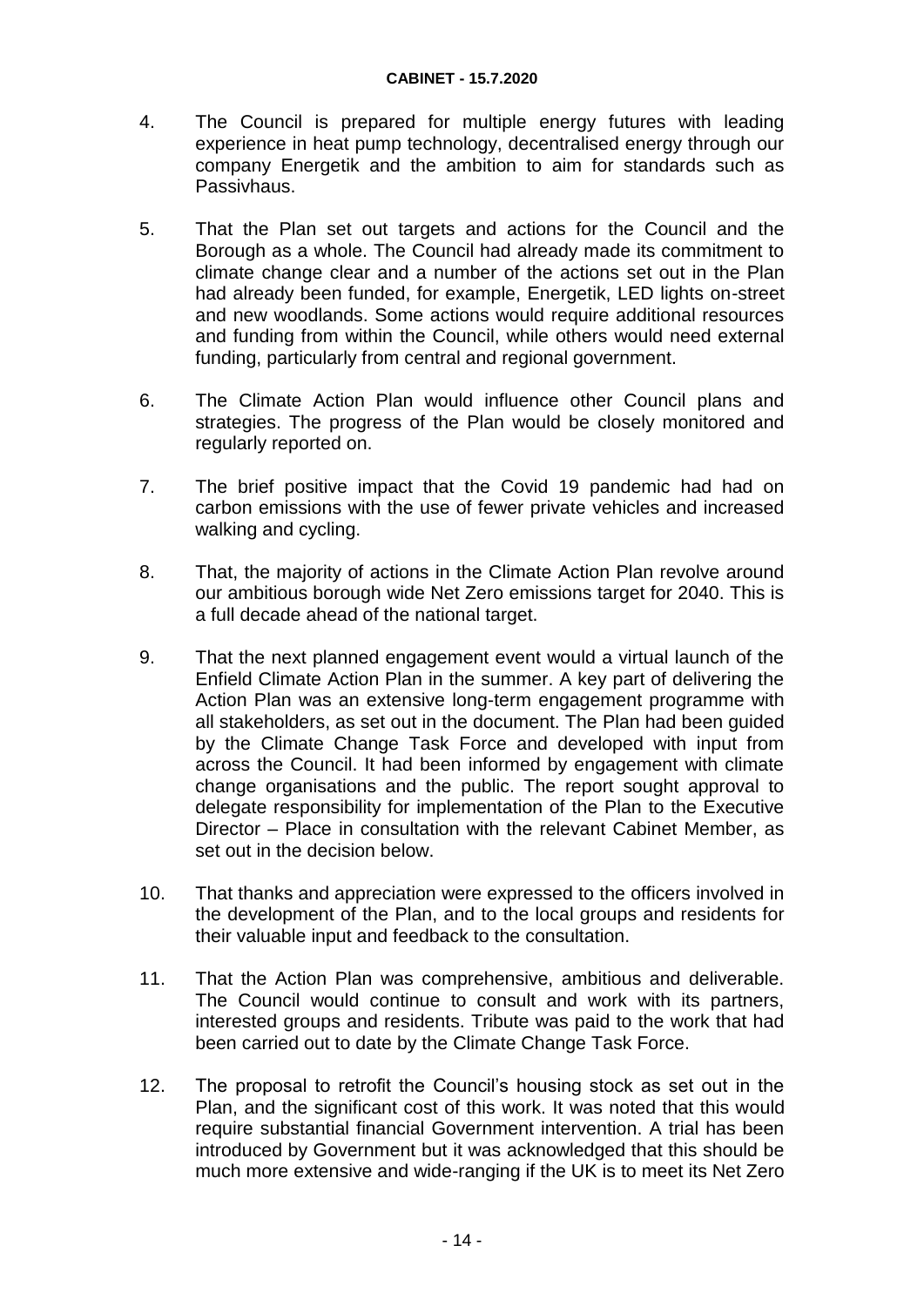4. The Council is prepared for multiple energy futures with leading experience in heat pump technology, decentralised energy through our company Energetik and the ambition to aim for standards such as Passivhaus.

5. That the Plan set out targets and actions for the Council and the Borough as a whole. The Council had already made its commitment to climate change clear and a number of the actions set out in the Plan had already been funded, for example, Energetik, LED lights on-street and new woodlands. Some actions would require additional resources and funding from within the Council, while others would need external funding, particularly from central and regional government.

6. The Climate Action Plan would influence other Council plans and strategies. The progress of the Plan would be closely monitored and regularly reported on.

7. The brief positive impact that the Covid 19 pandemic had had on carbon emissions with the use of fewer private vehicles and increased walking and cycling.

8. That, the majority of actions in the Climate Action Plan revolve around our ambitious borough wide Net Zero emissions target for 2040. This is a full decade ahead of the national target.

9. That the next planned engagement event would a virtual launch of the Enfield Climate Action Plan in the summer. A key part of delivering the Action Plan was an extensive long-term engagement programme with all stakeholders, as set out in the document. The Plan had been guided by the Climate Change Task Force and developed with input from across the Council. It had been informed by engagement with climate change organisations and the public. The report sought approval to delegate responsibility for implementation of the Plan to the Executive Director – Place in consultation with the relevant Cabinet Member, as set out in the decision below.

10. That thanks and appreciation were expressed to the officers involved in the development of the Plan, and to the local groups and residents for their valuable input and feedback to the consultation.

11. That the Action Plan was comprehensive, ambitious and deliverable. The Council would continue to consult and work with its partners, interested groups and residents. Tribute was paid to the work that had been carried out to date by the Climate Change Task Force.

12. The proposal to retrofit the Council's housing stock as set out in the Plan, and the significant cost of this work. It was noted that this would require substantial financial Government intervention. A trial has been introduced by Government but it was acknowledged that this should be much more extensive and wide-ranging if the UK is to meet its Net Zero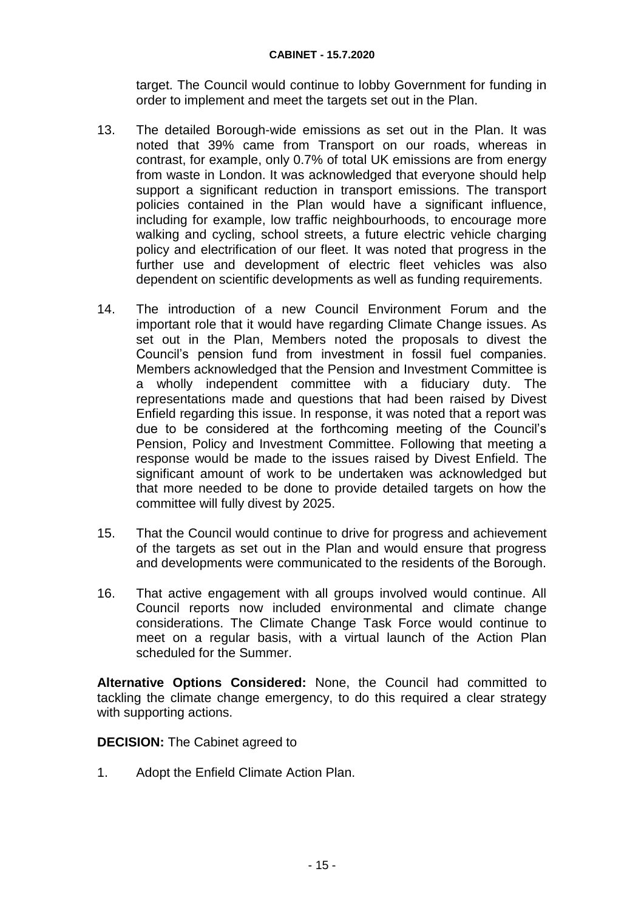target. The Council would continue to lobby Government for funding in order to implement and meet the targets set out in the Plan.

13. The detailed Borough-wide emissions as set out in the Plan. It was noted that 39% came from Transport on our roads, whereas in contrast, for example, only 0.7% of total UK emissions are from energy from waste in London. It was acknowledged that everyone should help support a significant reduction in transport emissions. The transport policies contained in the Plan would have a significant influence, including for example, low traffic neighbourhoods, to encourage more walking and cycling, school streets, a future electric vehicle charging policy and electrification of our fleet. It was noted that progress in the further use and development of electric fleet vehicles was also dependent on scientific developments as well as funding requirements.

14. The introduction of a new Council Environment Forum and the important role that it would have regarding Climate Change issues. As set out in the Plan, Members noted the proposals to divest the Council's pension fund from investment in fossil fuel companies. Members acknowledged that the Pension and Investment Committee is a wholly independent committee with a fiduciary duty. The representations made and questions that had been raised by Divest Enfield regarding this issue. In response, it was noted that a report was due to be considered at the forthcoming meeting of the Council's Pension, Policy and Investment Committee. Following that meeting a response would be made to the issues raised by Divest Enfield. The significant amount of work to be undertaken was acknowledged but that more needed to be done to provide detailed targets on how the committee will fully divest by 2025.

15. That the Council would continue to drive for progress and achievement of the targets as set out in the Plan and would ensure that progress and developments were communicated to the residents of the Borough.

16. That active engagement with all groups involved would continue. All Council reports now included environmental and climate change considerations. The Climate Change Task Force would continue to meet on a regular basis, with a virtual launch of the Action Plan scheduled for the Summer.

**Alternative Options Considered:** None, the Council had committed to tackling the climate change emergency, to do this required a clear strategy with supporting actions.

**DECISION:** The Cabinet agreed to

1. Adopt the Enfield Climate Action Plan.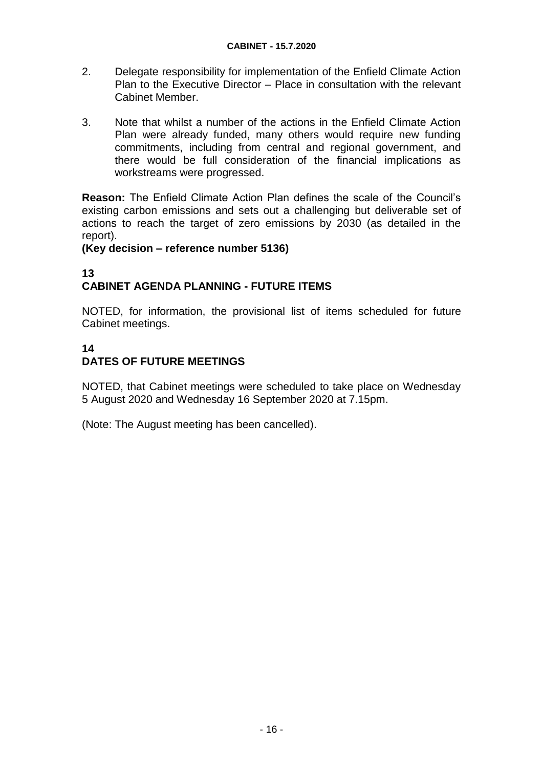2. Delegate responsibility for implementation of the Enfield Climate Action Plan to the Executive Director – Place in consultation with the relevant Cabinet Member.

3. Note that whilst a number of the actions in the Enfield Climate Action Plan were already funded, many others would require new funding commitments, including from central and regional government, and there would be full consideration of the financial implications as workstreams were progressed.

**Reason:** The Enfield Climate Action Plan defines the scale of the Council's existing carbon emissions and sets out a challenging but deliverable set of actions to reach the target of zero emissions by 2030 (as detailed in the report).
**(Key decision – reference number 5136)**

## 13
## CABINET AGENDA PLANNING - FUTURE ITEMS

NOTED, for information, the provisional list of items scheduled for future Cabinet meetings.

## 14
## DATES OF FUTURE MEETINGS

NOTED, that Cabinet meetings were scheduled to take place on Wednesday 5 August 2020 and Wednesday 16 September 2020 at 7.15pm.

(Note: The August meeting has been cancelled).